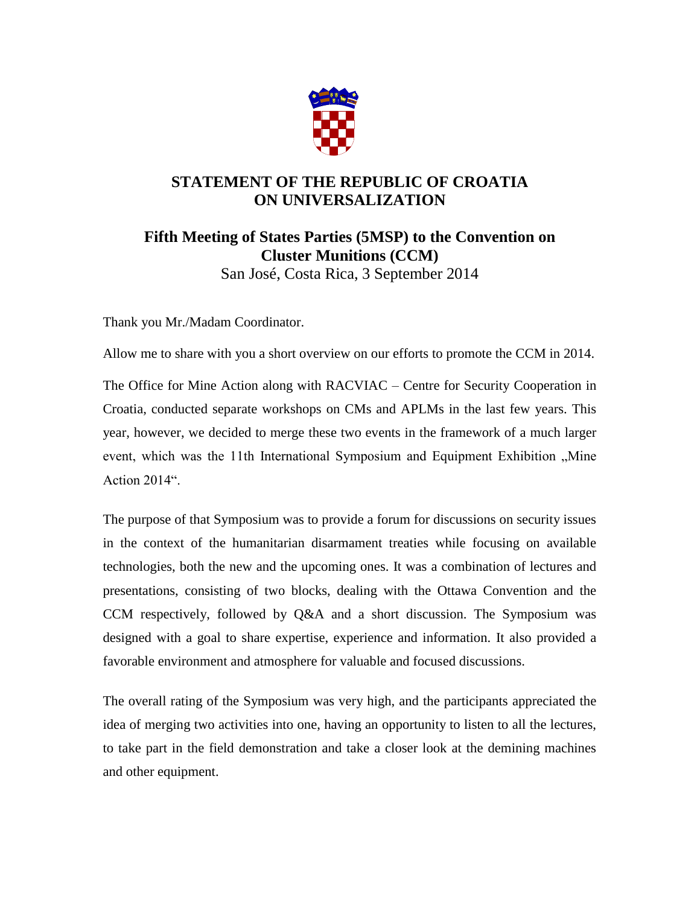# STATEMENT OF THE REPUBLIC OF CROATIA ON UNIVERSALIZATION

## Fifth Meeting of States Parties (5MSP) to the Convention on Cluster Munitions (CCM)

San José, Costa Rica, 3 September 2014

Thank you Mr./Madam Coordinator.

Allow me to share with you a short overview on our efforts to promote the CCM in 2014.

The Office for Mine Action along with RACVIAC – Centre for Security Cooperation in Croatia, conducted separate workshops on CMs and APLMs in the last few years. This year, however, we decided to merge these two events in the framework of a much larger event, which was the 11th International Symposium and Equipment Exhibition „Mine Action 2014".

The purpose of that Symposium was to provide a forum for discussions on security issues in the context of the humanitarian disarmament treaties while focusing on available technologies, both the new and the upcoming ones. It was a combination of lectures and presentations, consisting of two blocks, dealing with the Ottawa Convention and the CCM respectively, followed by Q&A and a short discussion. The Symposium was designed with a goal to share expertise, experience and information. It also provided a favorable environment and atmosphere for valuable and focused discussions.

The overall rating of the Symposium was very high, and the participants appreciated the idea of merging two activities into one, having an opportunity to listen to all the lectures, to take part in the field demonstration and take a closer look at the demining machines and other equipment.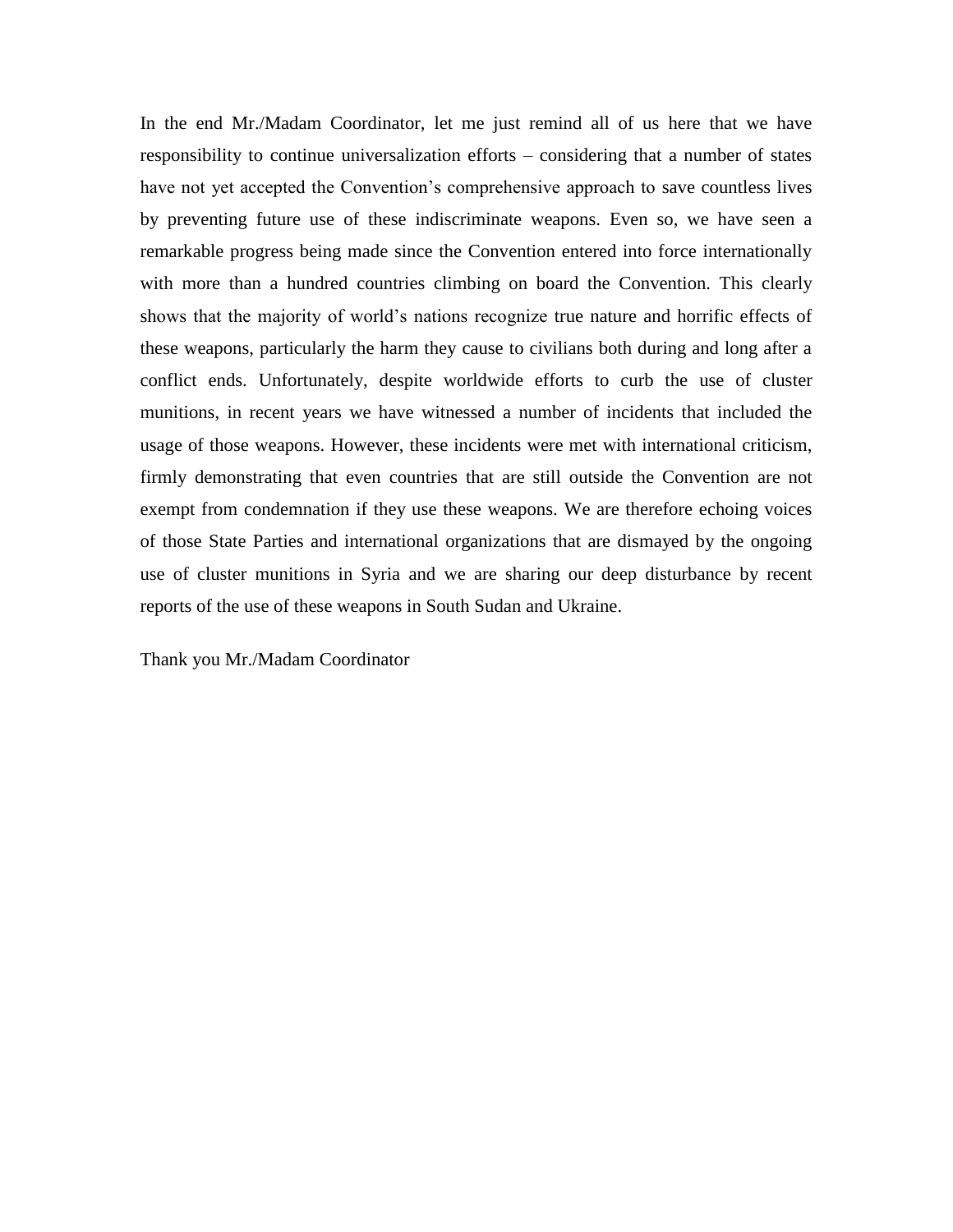In the end Mr./Madam Coordinator, let me just remind all of us here that we have responsibility to continue universalization efforts – considering that a number of states have not yet accepted the Convention's comprehensive approach to save countless lives by preventing future use of these indiscriminate weapons. Even so, we have seen a remarkable progress being made since the Convention entered into force internationally with more than a hundred countries climbing on board the Convention. This clearly shows that the majority of world's nations recognize true nature and horrific effects of these weapons, particularly the harm they cause to civilians both during and long after a conflict ends. Unfortunately, despite worldwide efforts to curb the use of cluster munitions, in recent years we have witnessed a number of incidents that included the usage of those weapons. However, these incidents were met with international criticism, firmly demonstrating that even countries that are still outside the Convention are not exempt from condemnation if they use these weapons. We are therefore echoing voices of those State Parties and international organizations that are dismayed by the ongoing use of cluster munitions in Syria and we are sharing our deep disturbance by recent reports of the use of these weapons in South Sudan and Ukraine.

Thank you Mr./Madam Coordinator